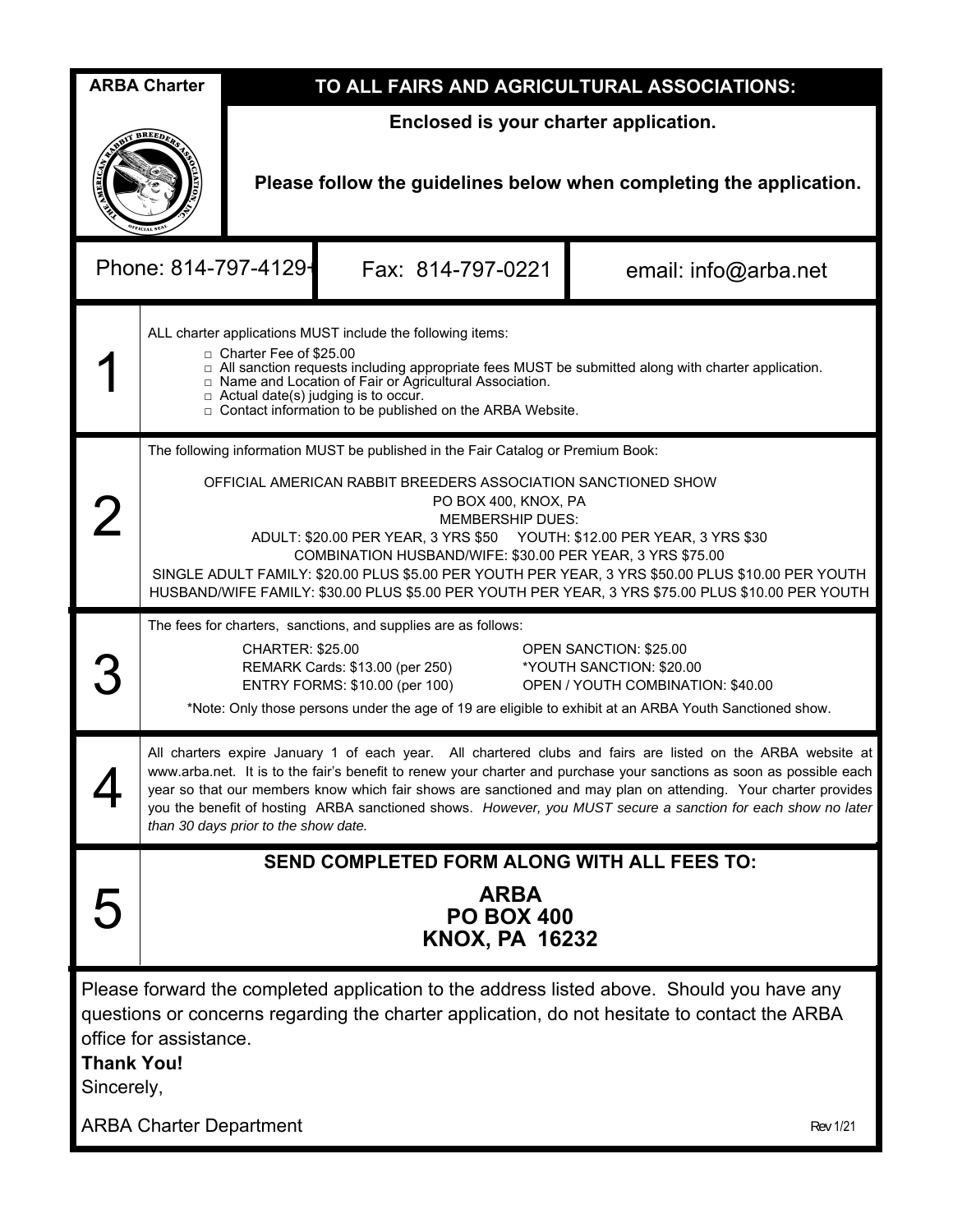**ARBA Charter**

## TO ALL FAIRS AND AGRICULTURAL ASSOCIATIONS:

**Enclosed is your charter application.**

**Please follow the guidelines below when completing the application.**

| Phone: 814-797-4129 | Fax: 814-797-0221 | email: info@arba.net |
| --- | --- | --- |

## 1

ALL charter applications MUST include the following items:

- □ Charter Fee of $25.00
- □ All sanction requests including appropriate fees MUST be submitted along with charter application.
- □ Name and Location of Fair or Agricultural Association.
- □ Actual date(s) judging is to occur.
- □ Contact information to be published on the ARBA Website.

## 2

The following information MUST be published in the Fair Catalog or Premium Book:

OFFICIAL AMERICAN RABBIT BREEDERS ASSOCIATION SANCTIONED SHOW
PO BOX 400, KNOX, PA
MEMBERSHIP DUES:
ADULT: $20.00 PER YEAR, 3 YRS $50 YOUTH: $12.00 PER YEAR, 3 YRS $30
COMBINATION HUSBAND/WIFE: $30.00 PER YEAR, 3 YRS $75.00
SINGLE ADULT FAMILY: $20.00 PLUS $5.00 PER YOUTH PER YEAR, 3 YRS $50.00 PLUS $10.00 PER YOUTH
HUSBAND/WIFE FAMILY: $30.00 PLUS $5.00 PER YOUTH PER YEAR, 3 YRS $75.00 PLUS $10.00 PER YOUTH

## 3

The fees for charters, sanctions, and supplies are as follows:

| | |
| --- | --- |
| CHARTER: $25.00 | OPEN SANCTION: $25.00 |
| REMARK Cards: $13.00 (per 250) | *YOUTH SANCTION: $20.00 |
| ENTRY FORMS: $10.00 (per 100) | OPEN / YOUTH COMBINATION: $40.00 |

*Note: Only those persons under the age of 19 are eligible to exhibit at an ARBA Youth Sanctioned show.

## 4

All charters expire January 1 of each year. All chartered clubs and fairs are listed on the ARBA website at www.arba.net. It is to the fair's benefit to renew your charter and purchase your sanctions as soon as possible each year so that our members know which fair shows are sanctioned and may plan on attending. Your charter provides you the benefit of hosting ARBA sanctioned shows. *However, you MUST secure a sanction for each show no later than 30 days prior to the show date.*

## 5

**SEND COMPLETED FORM ALONG WITH ALL FEES TO:**

**ARBA**
**PO BOX 400**
**KNOX, PA 16232**

Please forward the completed application to the address listed above. Should you have any questions or concerns regarding the charter application, do not hesitate to contact the ARBA office for assistance.

**Thank You!**

Sincerely,

ARBA Charter Department

Rev 1/21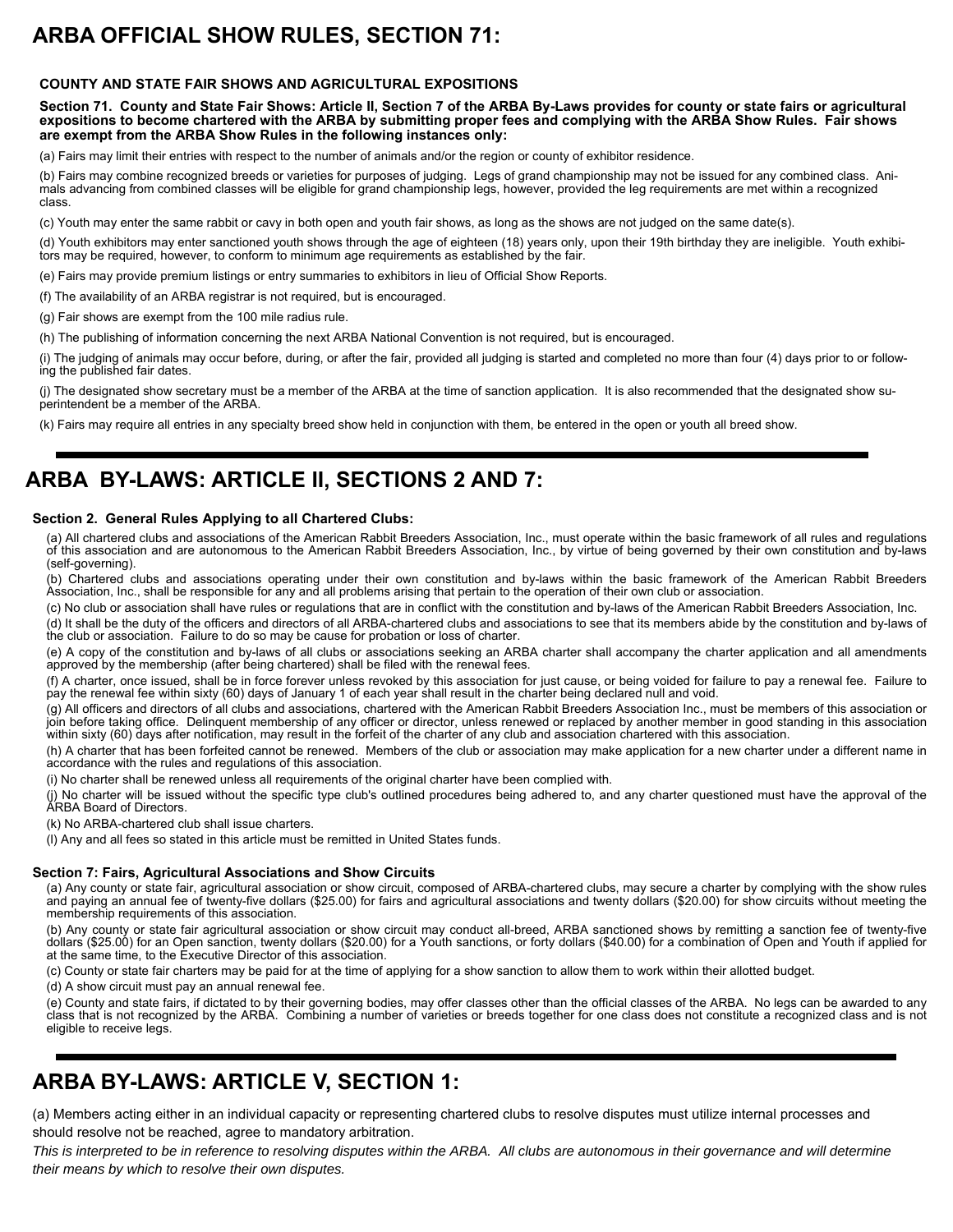# ARBA OFFICIAL SHOW RULES, SECTION 71:

**COUNTY AND STATE FAIR SHOWS AND AGRICULTURAL EXPOSITIONS**

**Section 71. County and State Fair Shows: Article II, Section 7 of the ARBA By-Laws provides for county or state fairs or agricultural expositions to become chartered with the ARBA by submitting proper fees and complying with the ARBA Show Rules. Fair shows are exempt from the ARBA Show Rules in the following instances only:**

(a) Fairs may limit their entries with respect to the number of animals and/or the region or county of exhibitor residence.

(b) Fairs may combine recognized breeds or varieties for purposes of judging. Legs of grand championship may not be issued for any combined class. Animals advancing from combined classes will be eligible for grand championship legs, however, provided the leg requirements are met within a recognized class.

(c) Youth may enter the same rabbit or cavy in both open and youth fair shows, as long as the shows are not judged on the same date(s).

(d) Youth exhibitors may enter sanctioned youth shows through the age of eighteen (18) years only, upon their 19th birthday they are ineligible. Youth exhibitors may be required, however, to conform to minimum age requirements as established by the fair.

(e) Fairs may provide premium listings or entry summaries to exhibitors in lieu of Official Show Reports.

(f) The availability of an ARBA registrar is not required, but is encouraged.

(g) Fair shows are exempt from the 100 mile radius rule.

(h) The publishing of information concerning the next ARBA National Convention is not required, but is encouraged.

(i) The judging of animals may occur before, during, or after the fair, provided all judging is started and completed no more than four (4) days prior to or following the published fair dates.

(j) The designated show secretary must be a member of the ARBA at the time of sanction application. It is also recommended that the designated show superintendent be a member of the ARBA.

(k) Fairs may require all entries in any specialty breed show held in conjunction with them, be entered in the open or youth all breed show.

# ARBA BY-LAWS: ARTICLE II, SECTIONS 2 AND 7:

**Section 2. General Rules Applying to all Chartered Clubs:**

(a) All chartered clubs and associations of the American Rabbit Breeders Association, Inc., must operate within the basic framework of all rules and regulations of this association and are autonomous to the American Rabbit Breeders Association, Inc., by virtue of being governed by their own constitution and by-laws (self-governing).

(b) Chartered clubs and associations operating under their own constitution and by-laws within the basic framework of the American Rabbit Breeders Association, Inc., shall be responsible for any and all problems arising that pertain to the operation of their own club or association.

(c) No club or association shall have rules or regulations that are in conflict with the constitution and by-laws of the American Rabbit Breeders Association, Inc.

(d) It shall be the duty of the officers and directors of all ARBA-chartered clubs and associations to see that its members abide by the constitution and by-laws of the club or association. Failure to do so may be cause for probation or loss of charter.

(e) A copy of the constitution and by-laws of all clubs or associations seeking an ARBA charter shall accompany the charter application and all amendments approved by the membership (after being chartered) shall be filed with the renewal fees.

(f) A charter, once issued, shall be in force forever unless revoked by this association for just cause, or being voided for failure to pay a renewal fee. Failure to pay the renewal fee within sixty (60) days of January 1 of each year shall result in the charter being declared null and void.

(g) All officers and directors of all clubs and associations, chartered with the American Rabbit Breeders Association Inc., must be members of this association or join before taking office. Delinquent membership of any officer or director, unless renewed or replaced by another member in good standing in this association within sixty (60) days after notification, may result in the forfeit of the charter of any club and association chartered with this association.

(h) A charter that has been forfeited cannot be renewed. Members of the club or association may make application for a new charter under a different name in accordance with the rules and regulations of this association.

(i) No charter shall be renewed unless all requirements of the original charter have been complied with.

(j) No charter will be issued without the specific type club's outlined procedures being adhered to, and any charter questioned must have the approval of the ARBA Board of Directors.

(k) No ARBA-chartered club shall issue charters.

(l) Any and all fees so stated in this article must be remitted in United States funds.

**Section 7: Fairs, Agricultural Associations and Show Circuits**

(a) Any county or state fair, agricultural association or show circuit, composed of ARBA-chartered clubs, may secure a charter by complying with the show rules and paying an annual fee of twenty-five dollars ($25.00) for fairs and agricultural associations and twenty dollars ($20.00) for show circuits without meeting the membership requirements of this association.

(b) Any county or state fair agricultural association or show circuit may conduct all-breed, ARBA sanctioned shows by remitting a sanction fee of twenty-five dollars ($25.00) for an Open sanction, twenty dollars ($20.00) for a Youth sanctions, or forty dollars ($40.00) for a combination of Open and Youth if applied for at the same time, to the Executive Director of this association.

(c) County or state fair charters may be paid for at the time of applying for a show sanction to allow them to work within their allotted budget.

(d) A show circuit must pay an annual renewal fee.

(e) County and state fairs, if dictated to by their governing bodies, may offer classes other than the official classes of the ARBA. No legs can be awarded to any class that is not recognized by the ARBA. Combining a number of varieties or breeds together for one class does not constitute a recognized class and is not eligible to receive legs.

# ARBA BY-LAWS: ARTICLE V, SECTION 1:

(a) Members acting either in an individual capacity or representing chartered clubs to resolve disputes must utilize internal processes and should resolve not be reached, agree to mandatory arbitration.

*This is interpreted to be in reference to resolving disputes within the ARBA. All clubs are autonomous in their governance and will determine their means by which to resolve their own disputes.*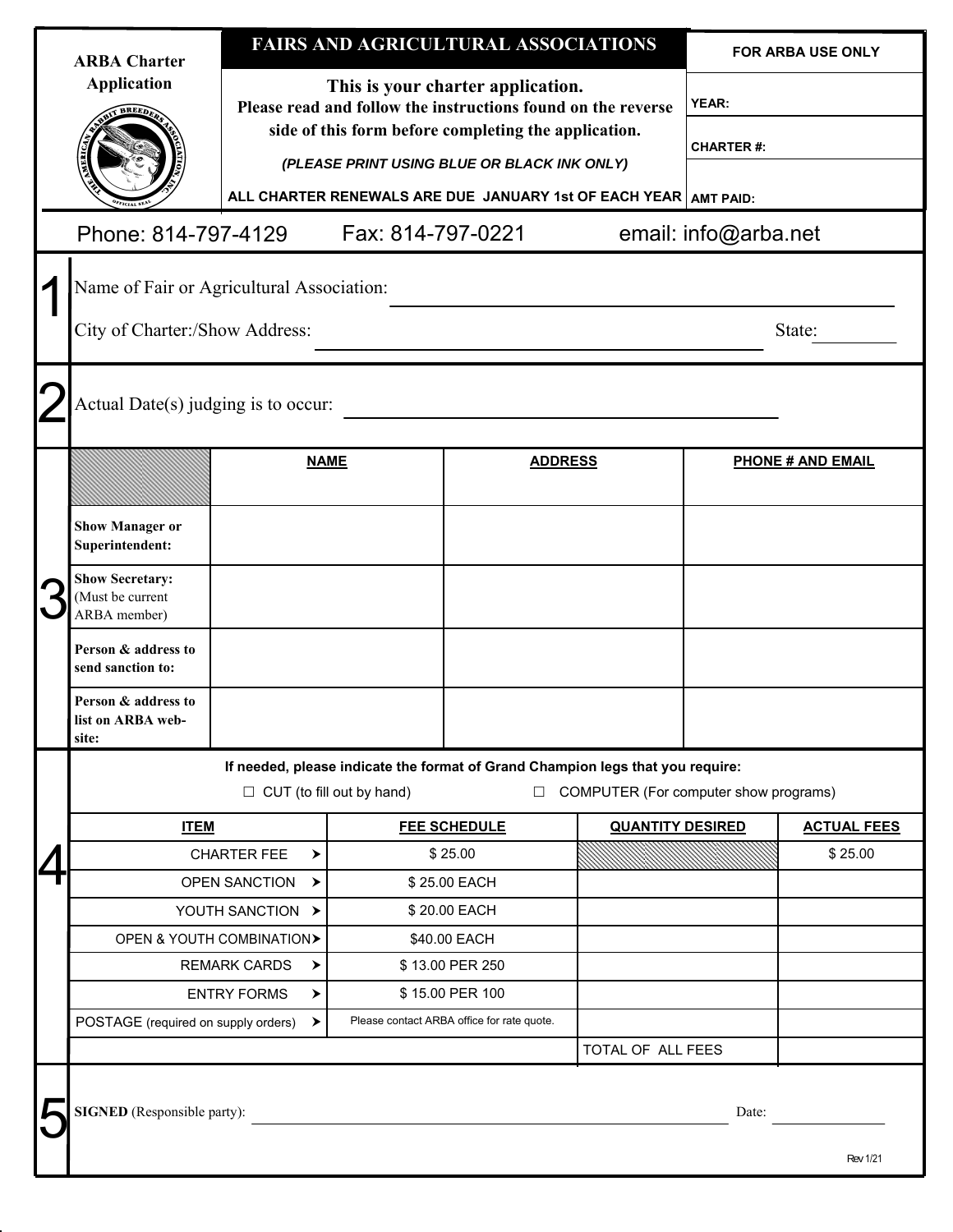**ARBA Charter Application**

# FAIRS AND AGRICULTURAL ASSOCIATIONS

**This is your charter application.**
**Please read and follow the instructions found on the reverse side of this form before completing the application.**

***(PLEASE PRINT USING BLUE OR BLACK INK ONLY)***

**ALL CHARTER RENEWALS ARE DUE JANUARY 1st OF EACH YEAR**

| **FOR ARBA USE ONLY** |
|---|
| **YEAR:** |
| **CHARTER #:** |
| **AMT PAID:** |

Phone: 814-797-4129 Fax: 814-797-0221 email: info@arba.net

## 1

Name of Fair or Agricultural Association: ______________________________

City of Charter:/Show Address: ______________________________ State: __________

## 2

Actual Date(s) judging is to occur: ______________________________

## 3

| | **NAME** | **ADDRESS** | **PHONE # AND EMAIL** |
|---|---|---|---|
| **Show Manager or Superintendent:** | | | |
| **Show Secretary:** (Must be current ARBA member) | | | |
| **Person & address to send sanction to:** | | | |
| **Person & address to list on ARBA web-site:** | | | |

## 4

**If needed, please indicate the format of Grand Champion legs that you require:**

☐ CUT (to fill out by hand) ☐ COMPUTER (For computer show programs)

| **ITEM** | **FEE SCHEDULE** | **QUANTITY DESIRED** | **ACTUAL FEES** |
|---|---|---|---|
| CHARTER FEE ➤ | $ 25.00 | | $ 25.00 |
| OPEN SANCTION ➤ | $ 25.00 EACH | | |
| YOUTH SANCTION ➤ | $ 20.00 EACH | | |
| OPEN & YOUTH COMBINATION➤ | $40.00 EACH | | |
| REMARK CARDS ➤ | $ 13.00 PER 250 | | |
| ENTRY FORMS ➤ | $ 15.00 PER 100 | | |
| POSTAGE (required on supply orders) ➤ | Please contact ARBA office for rate quote. | | |
| | | TOTAL OF ALL FEES | |

## 5

**SIGNED** (Responsible party): ______________________________ Date: __________

Rev 1/21